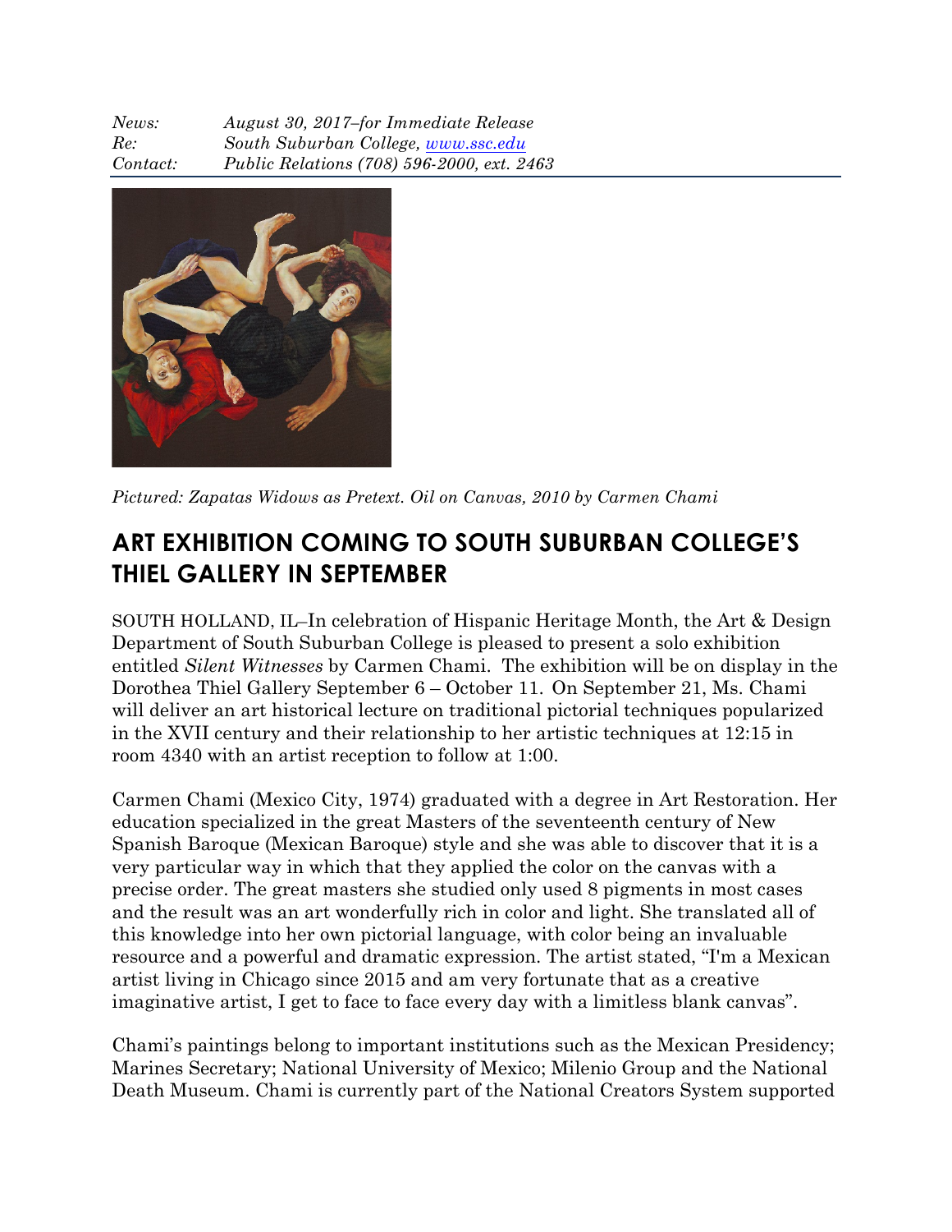*News:* *August 30, 2017–for Immediate Release*
*Re:* *South Suburban College, [www.ssc.edu](http://www.ssc.edu)*
*Contact:* *Public Relations (708) 596-2000, ext. 2463*

*Pictured: Zapatas Widows as Pretext. Oil on Canvas, 2010 by Carmen Chami*

# ART EXHIBITION COMING TO SOUTH SUBURBAN COLLEGE'S THIEL GALLERY IN SEPTEMBER

SOUTH HOLLAND, IL–In celebration of Hispanic Heritage Month, the Art & Design Department of South Suburban College is pleased to present a solo exhibition entitled *Silent Witnesses* by Carmen Chami. The exhibition will be on display in the Dorothea Thiel Gallery September 6 – October 11. On September 21, Ms. Chami will deliver an art historical lecture on traditional pictorial techniques popularized in the XVII century and their relationship to her artistic techniques at 12:15 in room 4340 with an artist reception to follow at 1:00.

Carmen Chami (Mexico City, 1974) graduated with a degree in Art Restoration. Her education specialized in the great Masters of the seventeenth century of New Spanish Baroque (Mexican Baroque) style and she was able to discover that it is a very particular way in which that they applied the color on the canvas with a precise order. The great masters she studied only used 8 pigments in most cases and the result was an art wonderfully rich in color and light. She translated all of this knowledge into her own pictorial language, with color being an invaluable resource and a powerful and dramatic expression. The artist stated, "I'm a Mexican artist living in Chicago since 2015 and am very fortunate that as a creative imaginative artist, I get to face to face every day with a limitless blank canvas".

Chami's paintings belong to important institutions such as the Mexican Presidency; Marines Secretary; National University of Mexico; Milenio Group and the National Death Museum. Chami is currently part of the National Creators System supported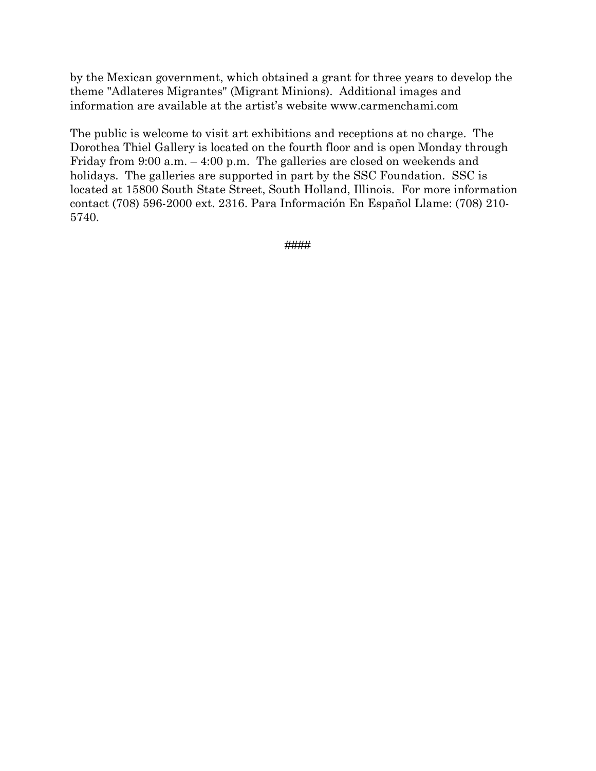by the Mexican government, which obtained a grant for three years to develop the theme "Adlateres Migrantes" (Migrant Minions). Additional images and information are available at the artist's website www.carmenchami.com

The public is welcome to visit art exhibitions and receptions at no charge. The Dorothea Thiel Gallery is located on the fourth floor and is open Monday through Friday from 9:00 a.m. – 4:00 p.m. The galleries are closed on weekends and holidays. The galleries are supported in part by the SSC Foundation. SSC is located at 15800 South State Street, South Holland, Illinois. For more information contact (708) 596-2000 ext. 2316. Para Información En Español Llame: (708) 210-5740.

####